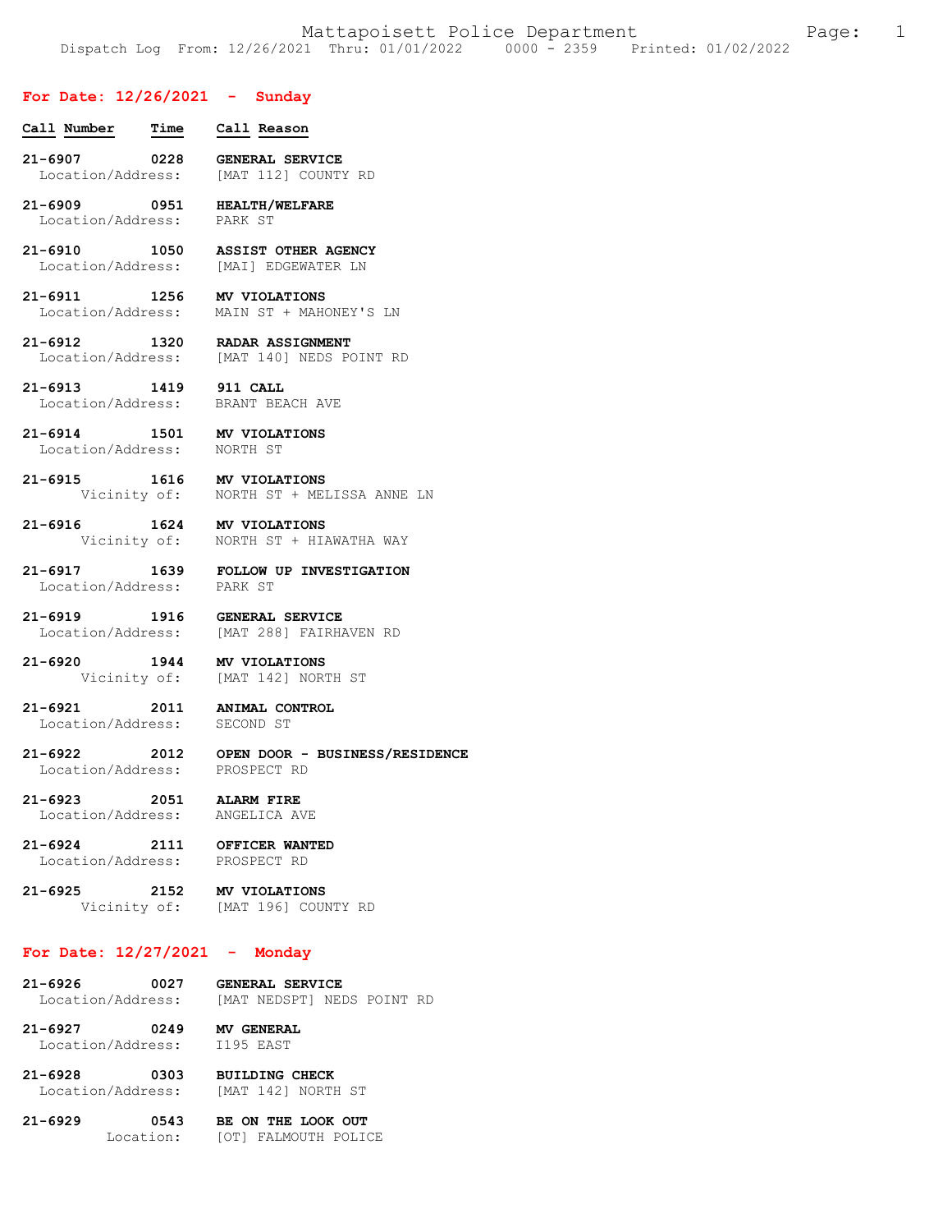# Mattapoisett Police Department

Dispatch Log From: 12/26/2021 Thru: 01/01/2022 0000 - 2359 Printed: 01/02/2022

## For Date: 12/26/2021 - Sunday

| Call Number | Time | Call Reason |
|---|---|---|
| 21-6907 | 0228 | GENERAL SERVICE |
| Location/Address: | | [MAT 112] COUNTY RD |
| 21-6909 | 0951 | HEALTH/WELFARE |
| Location/Address: | | PARK ST |
| 21-6910 | 1050 | ASSIST OTHER AGENCY |
| Location/Address: | | [MAI] EDGEWATER LN |
| 21-6911 | 1256 | MV VIOLATIONS |
| Location/Address: | | MAIN ST + MAHONEY'S LN |
| 21-6912 | 1320 | RADAR ASSIGNMENT |
| Location/Address: | | [MAT 140] NEDS POINT RD |
| 21-6913 | 1419 | 911 CALL |
| Location/Address: | | BRANT BEACH AVE |
| 21-6914 | 1501 | MV VIOLATIONS |
| Location/Address: | | NORTH ST |
| 21-6915 | 1616 | MV VIOLATIONS |
| Vicinity of: | | NORTH ST + MELISSA ANNE LN |
| 21-6916 | 1624 | MV VIOLATIONS |
| Vicinity of: | | NORTH ST + HIAWATHA WAY |
| 21-6917 | 1639 | FOLLOW UP INVESTIGATION |
| Location/Address: | | PARK ST |
| 21-6919 | 1916 | GENERAL SERVICE |
| Location/Address: | | [MAT 288] FAIRHAVEN RD |
| 21-6920 | 1944 | MV VIOLATIONS |
| Vicinity of: | | [MAT 142] NORTH ST |
| 21-6921 | 2011 | ANIMAL CONTROL |
| Location/Address: | | SECOND ST |
| 21-6922 | 2012 | OPEN DOOR - BUSINESS/RESIDENCE |
| Location/Address: | | PROSPECT RD |
| 21-6923 | 2051 | ALARM FIRE |
| Location/Address: | | ANGELICA AVE |
| 21-6924 | 2111 | OFFICER WANTED |
| Location/Address: | | PROSPECT RD |
| 21-6925 | 2152 | MV VIOLATIONS |
| Vicinity of: | | [MAT 196] COUNTY RD |

## For Date: 12/27/2021 - Monday

| Call Number | Time | Call Reason |
|---|---|---|
| 21-6926 | 0027 | GENERAL SERVICE |
| Location/Address: | | [MAT NEDSPT] NEDS POINT RD |
| 21-6927 | 0249 | MV GENERAL |
| Location/Address: | | I195 EAST |
| 21-6928 | 0303 | BUILDING CHECK |
| Location/Address: | | [MAT 142] NORTH ST |
| 21-6929 | 0543 | BE ON THE LOOK OUT |
| Location: | | [OT] FALMOUTH POLICE |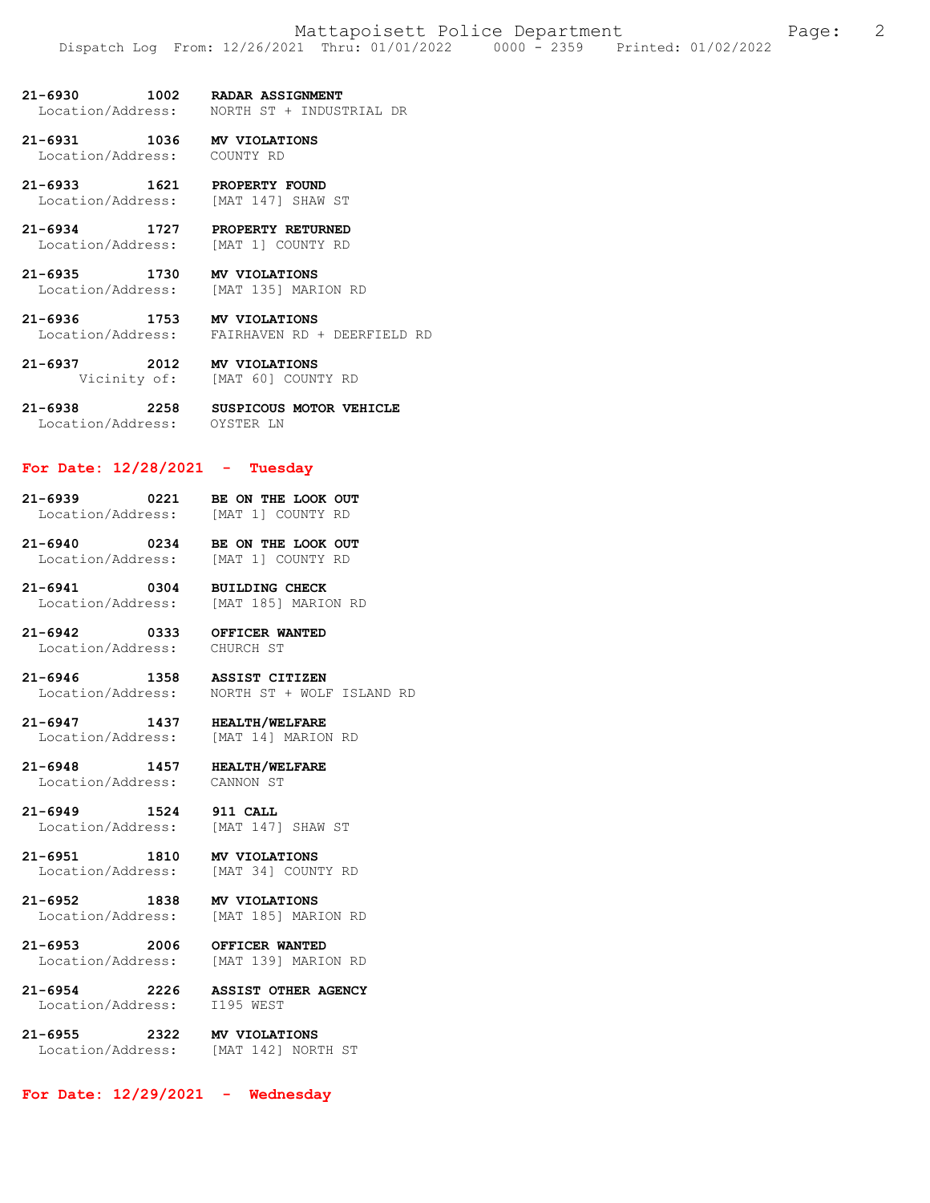**21-6930 1002 RADAR ASSIGNMENT**
Location/Address: NORTH ST + INDUSTRIAL DR

**21-6931 1036 MV VIOLATIONS**
Location/Address: COUNTY RD

**21-6933 1621 PROPERTY FOUND**
Location/Address: [MAT 147] SHAW ST

**21-6934 1727 PROPERTY RETURNED**
Location/Address: [MAT 1] COUNTY RD

**21-6935 1730 MV VIOLATIONS**
Location/Address: [MAT 135] MARION RD

**21-6936 1753 MV VIOLATIONS**
Location/Address: FAIRHAVEN RD + DEERFIELD RD

**21-6937 2012 MV VIOLATIONS**
Vicinity of: [MAT 60] COUNTY RD

**21-6938 2258 SUSPICOUS MOTOR VEHICLE**
Location/Address: OYSTER LN

## For Date: 12/28/2021 - Tuesday

**21-6939 0221 BE ON THE LOOK OUT**
Location/Address: [MAT 1] COUNTY RD

**21-6940 0234 BE ON THE LOOK OUT**
Location/Address: [MAT 1] COUNTY RD

**21-6941 0304 BUILDING CHECK**
Location/Address: [MAT 185] MARION RD

**21-6942 0333 OFFICER WANTED**
Location/Address: CHURCH ST

**21-6946 1358 ASSIST CITIZEN**
Location/Address: NORTH ST + WOLF ISLAND RD

**21-6947 1437 HEALTH/WELFARE**
Location/Address: [MAT 14] MARION RD

**21-6948 1457 HEALTH/WELFARE**
Location/Address: CANNON ST

**21-6949 1524 911 CALL**
Location/Address: [MAT 147] SHAW ST

**21-6951 1810 MV VIOLATIONS**
Location/Address: [MAT 34] COUNTY RD

**21-6952 1838 MV VIOLATIONS**
Location/Address: [MAT 185] MARION RD

**21-6953 2006 OFFICER WANTED**
Location/Address: [MAT 139] MARION RD

**21-6954 2226 ASSIST OTHER AGENCY**
Location/Address: I195 WEST

**21-6955 2322 MV VIOLATIONS**
Location/Address: [MAT 142] NORTH ST

## For Date: 12/29/2021 - Wednesday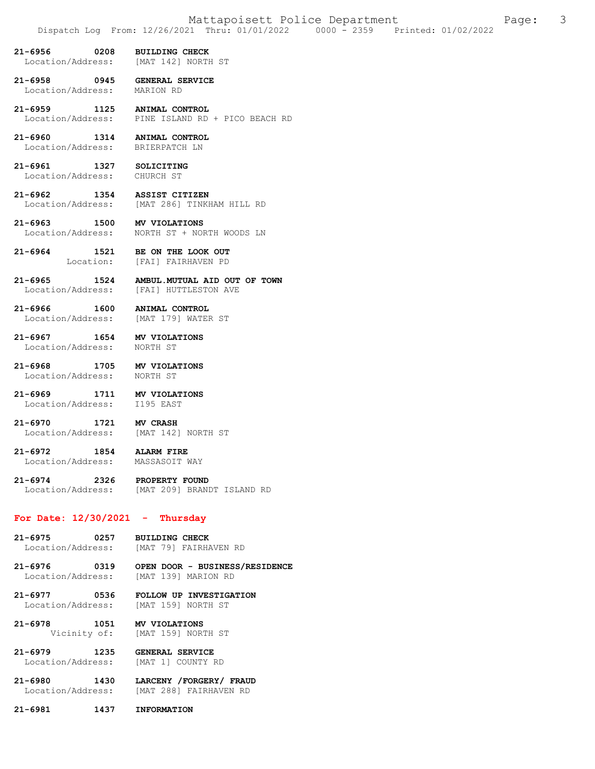**21-6956 0208 BUILDING CHECK**
Location/Address: [MAT 142] NORTH ST

**21-6958 0945 GENERAL SERVICE**
Location/Address: MARION RD

**21-6959 1125 ANIMAL CONTROL**
Location/Address: PINE ISLAND RD + PICO BEACH RD

**21-6960 1314 ANIMAL CONTROL**
Location/Address: BRIERPATCH LN

**21-6961 1327 SOLICITING**
Location/Address: CHURCH ST

**21-6962 1354 ASSIST CITIZEN**
Location/Address: [MAT 286] TINKHAM HILL RD

**21-6963 1500 MV VIOLATIONS**
Location/Address: NORTH ST + NORTH WOODS LN

**21-6964 1521 BE ON THE LOOK OUT**
Location: [FAI] FAIRHAVEN PD

**21-6965 1524 AMBUL.MUTUAL AID OUT OF TOWN**
Location/Address: [FAI] HUTTLESTON AVE

**21-6966 1600 ANIMAL CONTROL**
Location/Address: [MAT 179] WATER ST

**21-6967 1654 MV VIOLATIONS**
Location/Address: NORTH ST

**21-6968 1705 MV VIOLATIONS**
Location/Address: NORTH ST

**21-6969 1711 MV VIOLATIONS**
Location/Address: I195 EAST

**21-6970 1721 MV CRASH**
Location/Address: [MAT 142] NORTH ST

**21-6972 1854 ALARM FIRE**
Location/Address: MASSASOIT WAY

**21-6974 2326 PROPERTY FOUND**
Location/Address: [MAT 209] BRANDT ISLAND RD

## For Date: 12/30/2021 - Thursday

**21-6975 0257 BUILDING CHECK**
Location/Address: [MAT 79] FAIRHAVEN RD

**21-6976 0319 OPEN DOOR - BUSINESS/RESIDENCE**
Location/Address: [MAT 139] MARION RD

**21-6977 0536 FOLLOW UP INVESTIGATION**
Location/Address: [MAT 159] NORTH ST

**21-6978 1051 MV VIOLATIONS**
Vicinity of: [MAT 159] NORTH ST

**21-6979 1235 GENERAL SERVICE**
Location/Address: [MAT 1] COUNTY RD

**21-6980 1430 LARCENY /FORGERY/ FRAUD**
Location/Address: [MAT 288] FAIRHAVEN RD

**21-6981 1437 INFORMATION**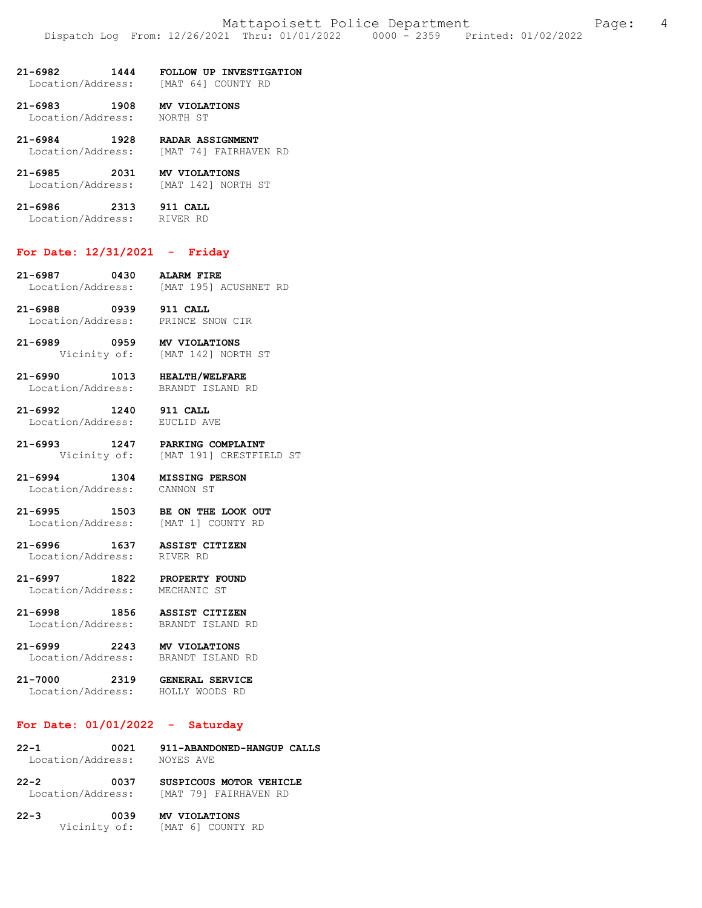**21-6982 1444 FOLLOW UP INVESTIGATION**
Location/Address: [MAT 64] COUNTY RD

**21-6983 1908 MV VIOLATIONS**
Location/Address: NORTH ST

**21-6984 1928 RADAR ASSIGNMENT**
Location/Address: [MAT 74] FAIRHAVEN RD

**21-6985 2031 MV VIOLATIONS**
Location/Address: [MAT 142] NORTH ST

**21-6986 2313 911 CALL**
Location/Address: RIVER RD

## For Date: 12/31/2021 - Friday

**21-6987 0430 ALARM FIRE**
Location/Address: [MAT 195] ACUSHNET RD

**21-6988 0939 911 CALL**
Location/Address: PRINCE SNOW CIR

**21-6989 0959 MV VIOLATIONS**
Vicinity of: [MAT 142] NORTH ST

**21-6990 1013 HEALTH/WELFARE**
Location/Address: BRANDT ISLAND RD

**21-6992 1240 911 CALL**
Location/Address: EUCLID AVE

**21-6993 1247 PARKING COMPLAINT**
Vicinity of: [MAT 191] CRESTFIELD ST

**21-6994 1304 MISSING PERSON**
Location/Address: CANNON ST

**21-6995 1503 BE ON THE LOOK OUT**
Location/Address: [MAT 1] COUNTY RD

**21-6996 1637 ASSIST CITIZEN**
Location/Address: RIVER RD

**21-6997 1822 PROPERTY FOUND**
Location/Address: MECHANIC ST

**21-6998 1856 ASSIST CITIZEN**
Location/Address: BRANDT ISLAND RD

**21-6999 2243 MV VIOLATIONS**
Location/Address: BRANDT ISLAND RD

**21-7000 2319 GENERAL SERVICE**
Location/Address: HOLLY WOODS RD

## For Date: 01/01/2022 - Saturday

**22-1 0021 911-ABANDONED-HANGUP CALLS**
Location/Address: NOYES AVE

**22-2 0037 SUSPICOUS MOTOR VEHICLE**
Location/Address: [MAT 79] FAIRHAVEN RD

**22-3 0039 MV VIOLATIONS**
Vicinity of: [MAT 6] COUNTY RD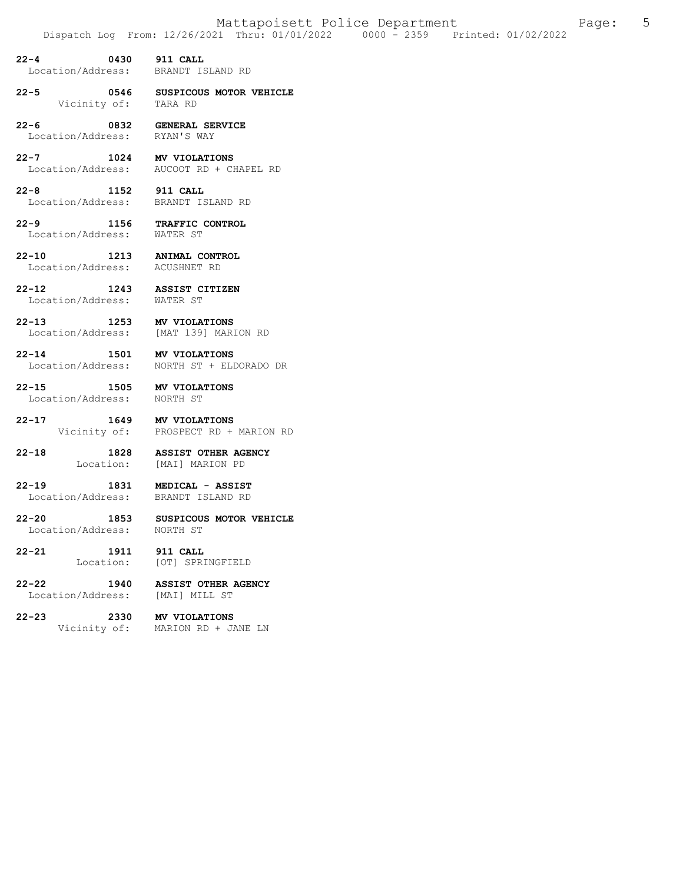**22-4 0430 911 CALL**
Location/Address: BRANDT ISLAND RD

**22-5 0546 SUSPICOUS MOTOR VEHICLE**
Vicinity of: TARA RD

**22-6 0832 GENERAL SERVICE**
Location/Address: RYAN'S WAY

**22-7 1024 MV VIOLATIONS**
Location/Address: AUCOOT RD + CHAPEL RD

**22-8 1152 911 CALL**
Location/Address: BRANDT ISLAND RD

**22-9 1156 TRAFFIC CONTROL**
Location/Address: WATER ST

**22-10 1213 ANIMAL CONTROL**
Location/Address: ACUSHNET RD

**22-12 1243 ASSIST CITIZEN**
Location/Address: WATER ST

**22-13 1253 MV VIOLATIONS**
Location/Address: [MAT 139] MARION RD

**22-14 1501 MV VIOLATIONS**
Location/Address: NORTH ST + ELDORADO DR

**22-15 1505 MV VIOLATIONS**
Location/Address: NORTH ST

**22-17 1649 MV VIOLATIONS**
Vicinity of: PROSPECT RD + MARION RD

**22-18 1828 ASSIST OTHER AGENCY**
Location: [MAI] MARION PD

**22-19 1831 MEDICAL - ASSIST**
Location/Address: BRANDT ISLAND RD

**22-20 1853 SUSPICOUS MOTOR VEHICLE**
Location/Address: NORTH ST

**22-21 1911 911 CALL**
Location: [OT] SPRINGFIELD

**22-22 1940 ASSIST OTHER AGENCY**
Location/Address: [MAI] MILL ST

**22-23 2330 MV VIOLATIONS**
Vicinity of: MARION RD + JANE LN